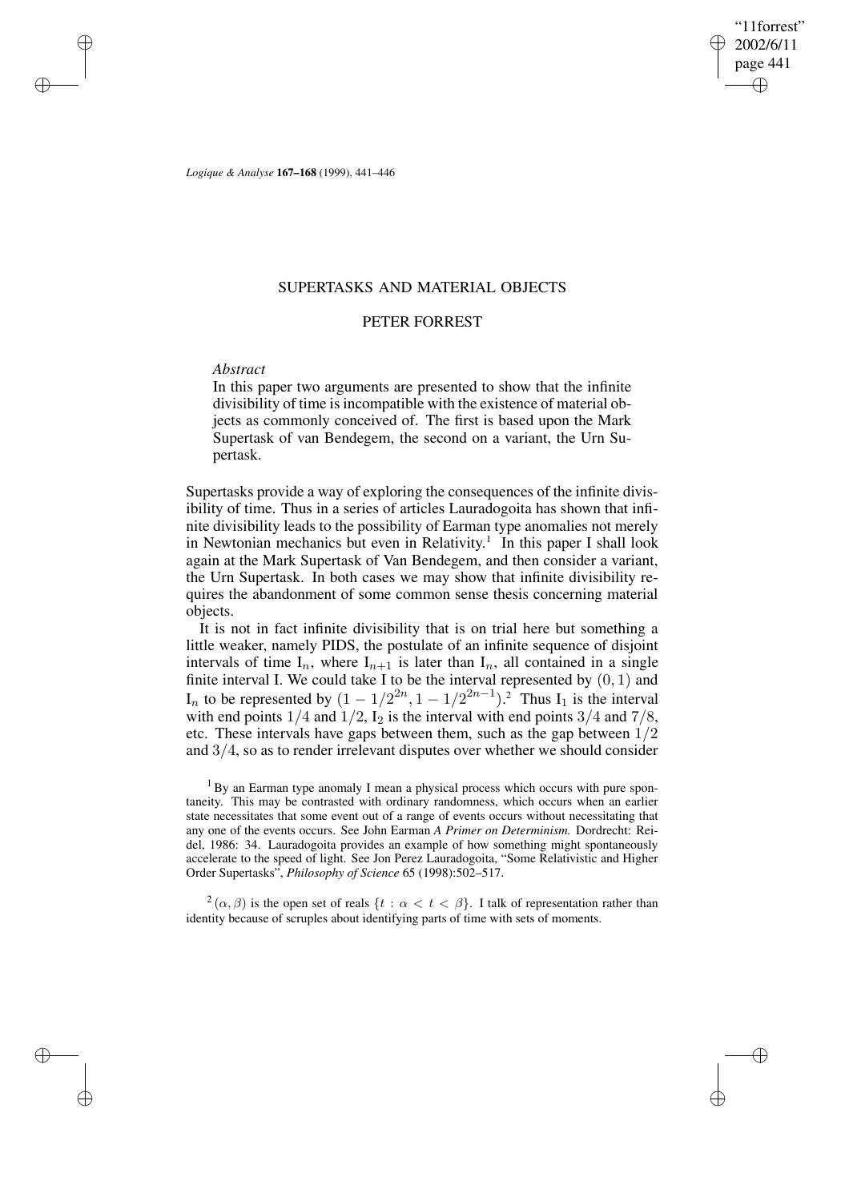# SUPERTASKS AND MATERIAL OBJECTS

## PETER FORREST

*Abstract*

In this paper two arguments are presented to show that the infinite divisibility of time is incompatible with the existence of material objects as commonly conceived of. The first is based upon the Mark Supertask of van Bendegem, the second on a variant, the Urn Supertask.

Supertasks provide a way of exploring the consequences of the infinite divisibility of time. Thus in a series of articles Lauradogoita has shown that infinite divisibility leads to the possibility of Earman type anomalies not merely in Newtonian mechanics but even in Relativity.[1] In this paper I shall look again at the Mark Supertask of Van Bendegem, and then consider a variant, the Urn Supertask. In both cases we may show that infinite divisibility requires the abandonment of some common sense thesis concerning material objects.

It is not in fact infinite divisibility that is on trial here but something a little weaker, namely PIDS, the postulate of an infinite sequence of disjoint intervals of time $I_n$, where $I_{n+1}$ is later than $I_n$, all contained in a single finite interval I. We could take I to be the interval represented by $(0, 1)$ and $I_n$ to be represented by $(1 - 1/2^{2n}, 1 - 1/2^{2n-1})$.[2] Thus $I_1$ is the interval with end points $1/4$ and $1/2$, $I_2$ is the interval with end points $3/4$ and $7/8$, etc. These intervals have gaps between them, such as the gap between $1/2$ and $3/4$, so as to render irrelevant disputes over whether we should consider

[1] By an Earman type anomaly I mean a physical process which occurs with pure spontaneity. This may be contrasted with ordinary randomness, which occurs when an earlier state necessitates that some event out of a range of events occurs without necessitating that any one of the events occurs. See John Earman *A Primer on Determinism.* Dordrecht: Reidel, 1986: 34. Lauradogoita provides an example of how something might spontaneously accelerate to the speed of light. See Jon Perez Lauradogoita, "Some Relativistic and Higher Order Supertasks", *Philosophy of Science* 65 (1998):502–517.

[2] $(\alpha, \beta)$ is the open set of reals $\{t : \alpha < t < \beta\}$. I talk of representation rather than identity because of scruples about identifying parts of time with sets of moments.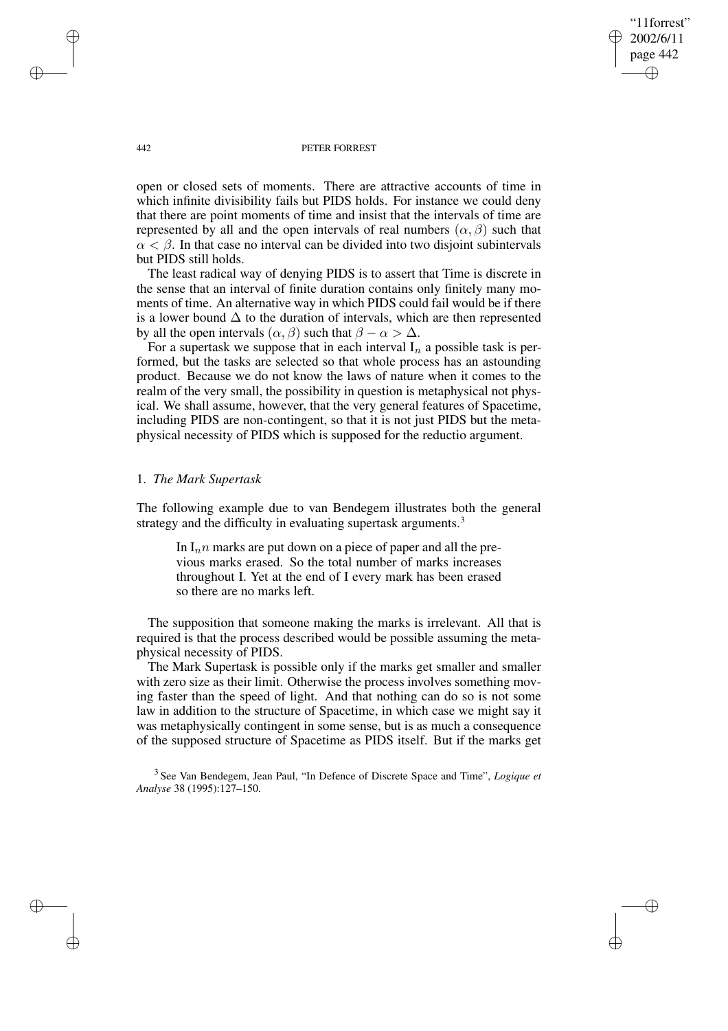open or closed sets of moments. There are attractive accounts of time in which infinite divisibility fails but PIDS holds. For instance we could deny that there are point moments of time and insist that the intervals of time are represented by all and the open intervals of real numbers $(\alpha, \beta)$ such that $\alpha < \beta$. In that case no interval can be divided into two disjoint subintervals but PIDS still holds.

The least radical way of denying PIDS is to assert that Time is discrete in the sense that an interval of finite duration contains only finitely many moments of time. An alternative way in which PIDS could fail would be if there is a lower bound $\Delta$ to the duration of intervals, which are then represented by all the open intervals $(\alpha, \beta)$ such that $\beta - \alpha > \Delta$.

For a supertask we suppose that in each interval $I_n$ a possible task is performed, but the tasks are selected so that whole process has an astounding product. Because we do not know the laws of nature when it comes to the realm of the very small, the possibility in question is metaphysical not physical. We shall assume, however, that the very general features of Spacetime, including PIDS are non-contingent, so that it is not just PIDS but the metaphysical necessity of PIDS which is supposed for the reductio argument.

## 1. *The Mark Supertask*

The following example due to van Bendegem illustrates both the general strategy and the difficulty in evaluating supertask arguments.[3]

> In $I_n n$ marks are put down on a piece of paper and all the previous marks erased. So the total number of marks increases throughout I. Yet at the end of I every mark has been erased so there are no marks left.

The supposition that someone making the marks is irrelevant. All that is required is that the process described would be possible assuming the metaphysical necessity of PIDS.

The Mark Supertask is possible only if the marks get smaller and smaller with zero size as their limit. Otherwise the process involves something moving faster than the speed of light. And that nothing can do so is not some law in addition to the structure of Spacetime, in which case we might say it was metaphysically contingent in some sense, but is as much a consequence of the supposed structure of Spacetime as PIDS itself. But if the marks get

[3] See Van Bendegem, Jean Paul, "In Defence of Discrete Space and Time", *Logique et Analyse* 38 (1995):127–150.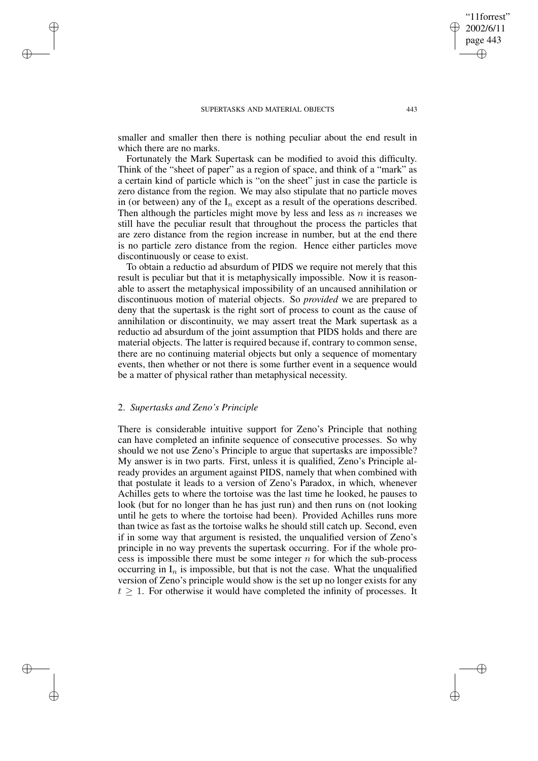smaller and smaller then there is nothing peculiar about the end result in which there are no marks.

Fortunately the Mark Supertask can be modified to avoid this difficulty. Think of the "sheet of paper" as a region of space, and think of a "mark" as a certain kind of particle which is "on the sheet" just in case the particle is zero distance from the region. We may also stipulate that no particle moves in (or between) any of the $I_n$ except as a result of the operations described. Then although the particles might move by less and less as $n$ increases we still have the peculiar result that throughout the process the particles that are zero distance from the region increase in number, but at the end there is no particle zero distance from the region. Hence either particles move discontinuously or cease to exist.

To obtain a reductio ad absurdum of PIDS we require not merely that this result is peculiar but that it is metaphysically impossible. Now it is reasonable to assert the metaphysical impossibility of an uncaused annihilation or discontinuous motion of material objects. So *provided* we are prepared to deny that the supertask is the right sort of process to count as the cause of annihilation or discontinuity, we may assert treat the Mark supertask as a reductio ad absurdum of the joint assumption that PIDS holds and there are material objects. The latter is required because if, contrary to common sense, there are no continuing material objects but only a sequence of momentary events, then whether or not there is some further event in a sequence would be a matter of physical rather than metaphysical necessity.

## 2. *Supertasks and Zeno's Principle*

There is considerable intuitive support for Zeno's Principle that nothing can have completed an infinite sequence of consecutive processes. So why should we not use Zeno's Principle to argue that supertasks are impossible? My answer is in two parts. First, unless it is qualified, Zeno's Principle already provides an argument against PIDS, namely that when combined with that postulate it leads to a version of Zeno's Paradox, in which, whenever Achilles gets to where the tortoise was the last time he looked, he pauses to look (but for no longer than he has just run) and then runs on (not looking until he gets to where the tortoise had been). Provided Achilles runs more than twice as fast as the tortoise walks he should still catch up. Second, even if in some way that argument is resisted, the unqualified version of Zeno's principle in no way prevents the supertask occurring. For if the whole process is impossible there must be some integer $n$ for which the sub-process occurring in $I_n$ is impossible, but that is not the case. What the unqualified version of Zeno's principle would show is the set up no longer exists for any $t \geq 1$. For otherwise it would have completed the infinity of processes. It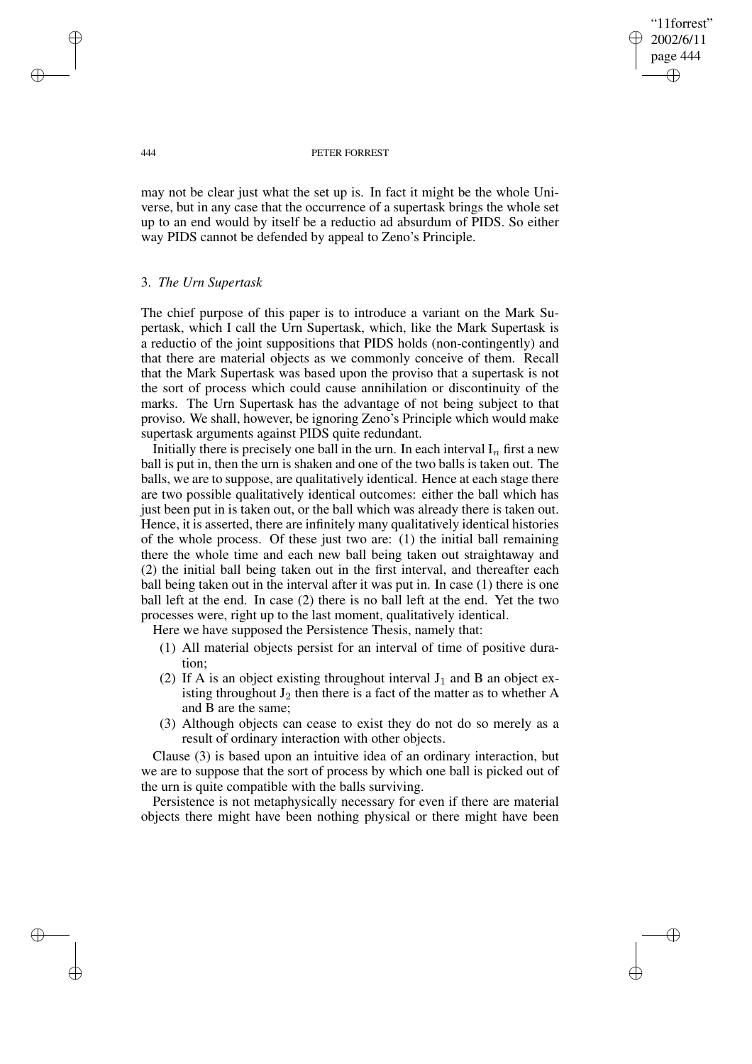may not be clear just what the set up is. In fact it might be the whole Universe, but in any case that the occurrence of a supertask brings the whole set up to an end would by itself be a reductio ad absurdum of PIDS. So either way PIDS cannot be defended by appeal to Zeno's Principle.

## 3. *The Urn Supertask*

The chief purpose of this paper is to introduce a variant on the Mark Supertask, which I call the Urn Supertask, which, like the Mark Supertask is a reductio of the joint suppositions that PIDS holds (non-contingently) and that there are material objects as we commonly conceive of them. Recall that the Mark Supertask was based upon the proviso that a supertask is not the sort of process which could cause annihilation or discontinuity of the marks. The Urn Supertask has the advantage of not being subject to that proviso. We shall, however, be ignoring Zeno's Principle which would make supertask arguments against PIDS quite redundant.

Initially there is precisely one ball in the urn. In each interval $I_n$ first a new ball is put in, then the urn is shaken and one of the two balls is taken out. The balls, we are to suppose, are qualitatively identical. Hence at each stage there are two possible qualitatively identical outcomes: either the ball which has just been put in is taken out, or the ball which was already there is taken out. Hence, it is asserted, there are infinitely many qualitatively identical histories of the whole process. Of these just two are: (1) the initial ball remaining there the whole time and each new ball being taken out straightaway and (2) the initial ball being taken out in the first interval, and thereafter each ball being taken out in the interval after it was put in. In case (1) there is one ball left at the end. In case (2) there is no ball left at the end. Yet the two processes were, right up to the last moment, qualitatively identical.

Here we have supposed the Persistence Thesis, namely that:

(1) All material objects persist for an interval of time of positive duration;
(2) If A is an object existing throughout interval $J_1$ and B an object existing throughout $J_2$ then there is a fact of the matter as to whether A and B are the same;
(3) Although objects can cease to exist they do not do so merely as a result of ordinary interaction with other objects.

Clause (3) is based upon an intuitive idea of an ordinary interaction, but we are to suppose that the sort of process by which one ball is picked out of the urn is quite compatible with the balls surviving.

Persistence is not metaphysically necessary for even if there are material objects there might have been nothing physical or there might have been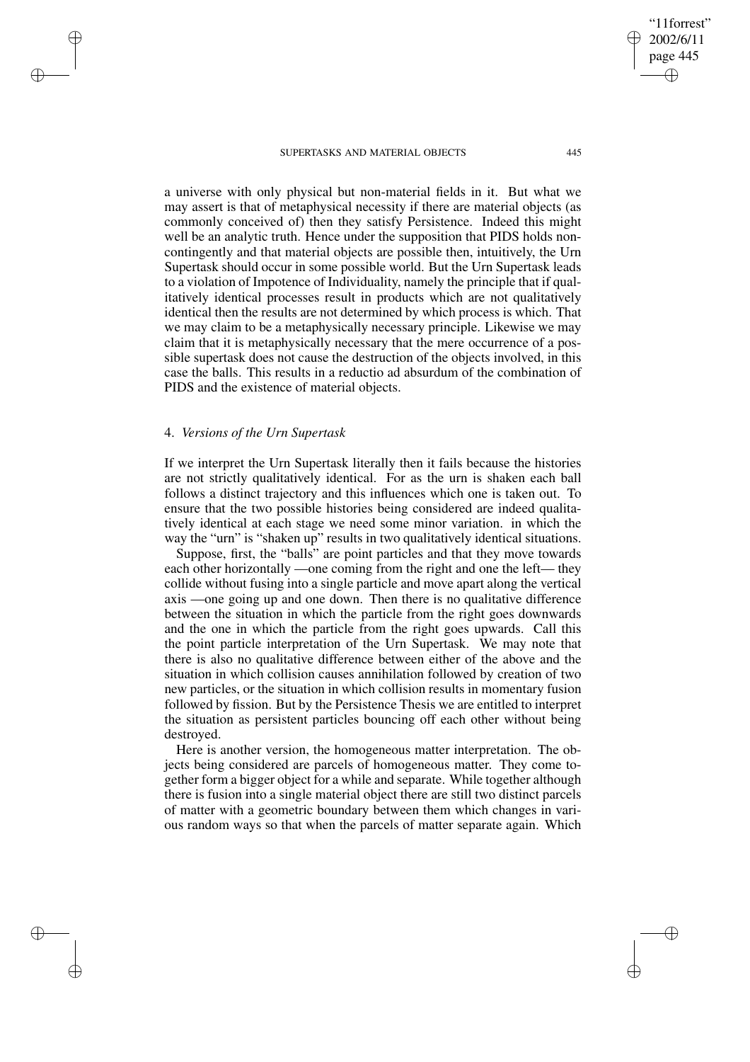a universe with only physical but non-material fields in it. But what we may assert is that of metaphysical necessity if there are material objects (as commonly conceived of) then they satisfy Persistence. Indeed this might well be an analytic truth. Hence under the supposition that PIDS holds non-contingently and that material objects are possible then, intuitively, the Urn Supertask should occur in some possible world. But the Urn Supertask leads to a violation of Impotence of Individuality, namely the principle that if qualitatively identical processes result in products which are not qualitatively identical then the results are not determined by which process is which. That we may claim to be a metaphysically necessary principle. Likewise we may claim that it is metaphysically necessary that the mere occurrence of a possible supertask does not cause the destruction of the objects involved, in this case the balls. This results in a reductio ad absurdum of the combination of PIDS and the existence of material objects.

### 4. *Versions of the Urn Supertask*

If we interpret the Urn Supertask literally then it fails because the histories are not strictly qualitatively identical. For as the urn is shaken each ball follows a distinct trajectory and this influences which one is taken out. To ensure that the two possible histories being considered are indeed qualitatively identical at each stage we need some minor variation. in which the way the "urn" is "shaken up" results in two qualitatively identical situations.

Suppose, first, the "balls" are point particles and that they move towards each other horizontally —one coming from the right and one the left— they collide without fusing into a single particle and move apart along the vertical axis —one going up and one down. Then there is no qualitative difference between the situation in which the particle from the right goes downwards and the one in which the particle from the right goes upwards. Call this the point particle interpretation of the Urn Supertask. We may note that there is also no qualitative difference between either of the above and the situation in which collision causes annihilation followed by creation of two new particles, or the situation in which collision results in momentary fusion followed by fission. But by the Persistence Thesis we are entitled to interpret the situation as persistent particles bouncing off each other without being destroyed.

Here is another version, the homogeneous matter interpretation. The objects being considered are parcels of homogeneous matter. They come together form a bigger object for a while and separate. While together although there is fusion into a single material object there are still two distinct parcels of matter with a geometric boundary between them which changes in various random ways so that when the parcels of matter separate again. Which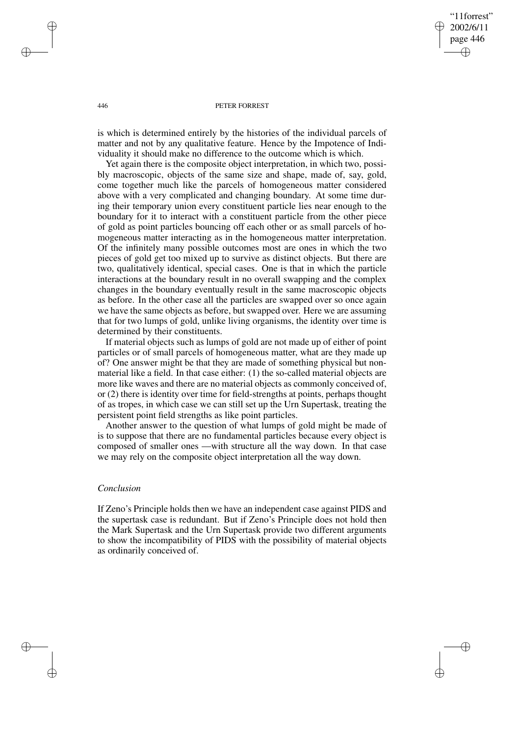is which is determined entirely by the histories of the individual parcels of matter and not by any qualitative feature. Hence by the Impotence of Individuality it should make no difference to the outcome which is which.

Yet again there is the composite object interpretation, in which two, possibly macroscopic, objects of the same size and shape, made of, say, gold, come together much like the parcels of homogeneous matter considered above with a very complicated and changing boundary. At some time during their temporary union every constituent particle lies near enough to the boundary for it to interact with a constituent particle from the other piece of gold as point particles bouncing off each other or as small parcels of homogeneous matter interacting as in the homogeneous matter interpretation. Of the infinitely many possible outcomes most are ones in which the two pieces of gold get too mixed up to survive as distinct objects. But there are two, qualitatively identical, special cases. One is that in which the particle interactions at the boundary result in no overall swapping and the complex changes in the boundary eventually result in the same macroscopic objects as before. In the other case all the particles are swapped over so once again we have the same objects as before, but swapped over. Here we are assuming that for two lumps of gold, unlike living organisms, the identity over time is determined by their constituents.

If material objects such as lumps of gold are not made up of either of point particles or of small parcels of homogeneous matter, what are they made up of? One answer might be that they are made of something physical but non-material like a field. In that case either: (1) the so-called material objects are more like waves and there are no material objects as commonly conceived of, or (2) there is identity over time for field-strengths at points, perhaps thought of as tropes, in which case we can still set up the Urn Supertask, treating the persistent point field strengths as like point particles.

Another answer to the question of what lumps of gold might be made of is to suppose that there are no fundamental particles because every object is composed of smaller ones —with structure all the way down. In that case we may rely on the composite object interpretation all the way down.

### *Conclusion*

If Zeno's Principle holds then we have an independent case against PIDS and the supertask case is redundant. But if Zeno's Principle does not hold then the Mark Supertask and the Urn Supertask provide two different arguments to show the incompatibility of PIDS with the possibility of material objects as ordinarily conceived of.